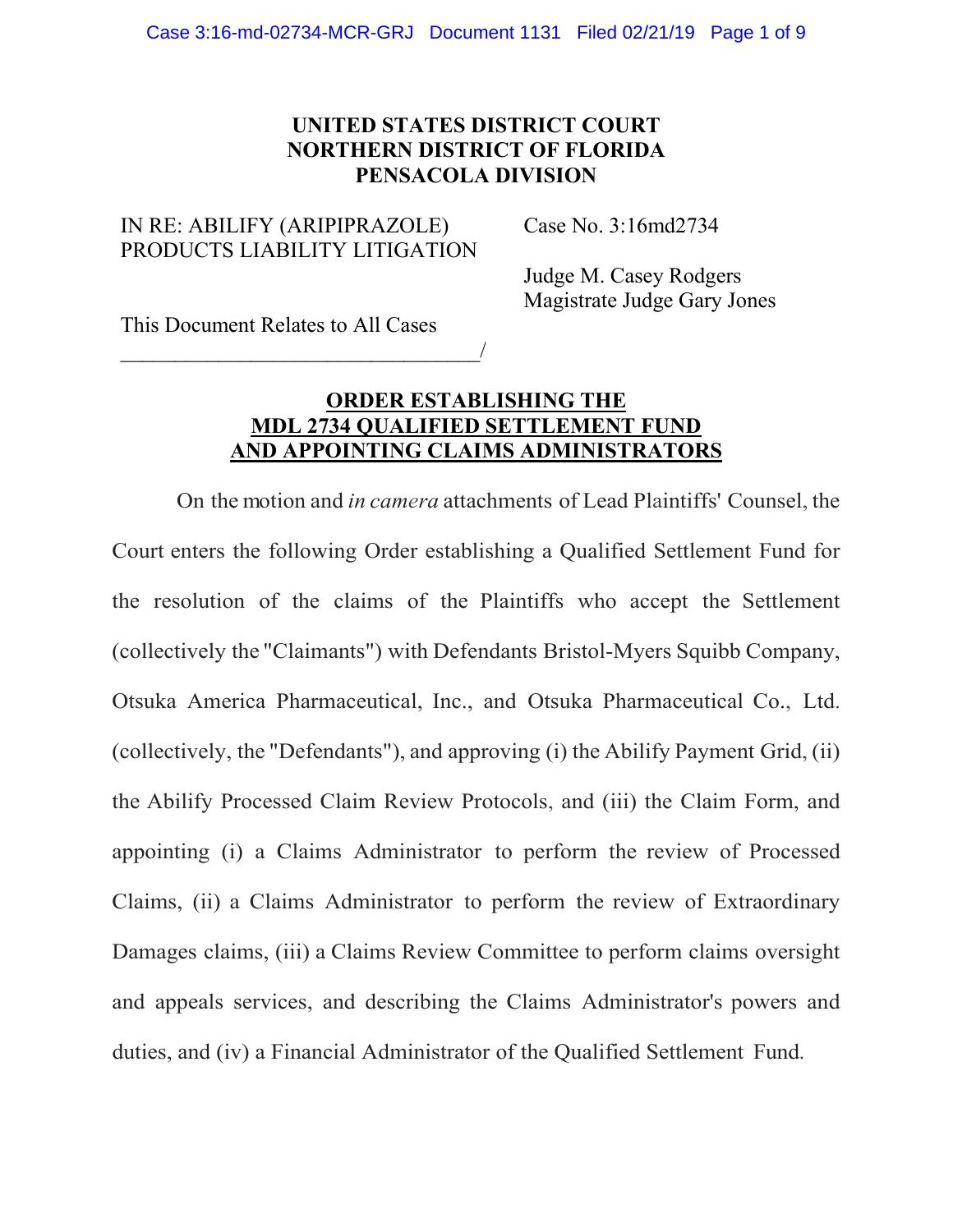**UNITED STATES DISTRICT COURT**
**NORTHERN DISTRICT OF FLORIDA**
**PENSACOLA DIVISION**

IN RE: ABILIFY (ARIPIPRAZOLE) PRODUCTS LIABILITY LITIGATION

Case No. 3:16md2734

Judge M. Casey Rodgers
Magistrate Judge Gary Jones

This Document Relates to All Cases
_________________________________/

# ORDER ESTABLISHING THE MDL 2734 QUALIFIED SETTLEMENT FUND AND APPOINTING CLAIMS ADMINISTRATORS

On the motion and *in camera* attachments of Lead Plaintiffs' Counsel, the Court enters the following Order establishing a Qualified Settlement Fund for the resolution of the claims of the Plaintiffs who accept the Settlement (collectively the "Claimants") with Defendants Bristol-Myers Squibb Company, Otsuka America Pharmaceutical, Inc., and Otsuka Pharmaceutical Co., Ltd. (collectively, the "Defendants"), and approving (i) the Abilify Payment Grid, (ii) the Abilify Processed Claim Review Protocols, and (iii) the Claim Form, and appointing (i) a Claims Administrator to perform the review of Processed Claims, (ii) a Claims Administrator to perform the review of Extraordinary Damages claims, (iii) a Claims Review Committee to perform claims oversight and appeals services, and describing the Claims Administrator's powers and duties, and (iv) a Financial Administrator of the Qualified Settlement Fund.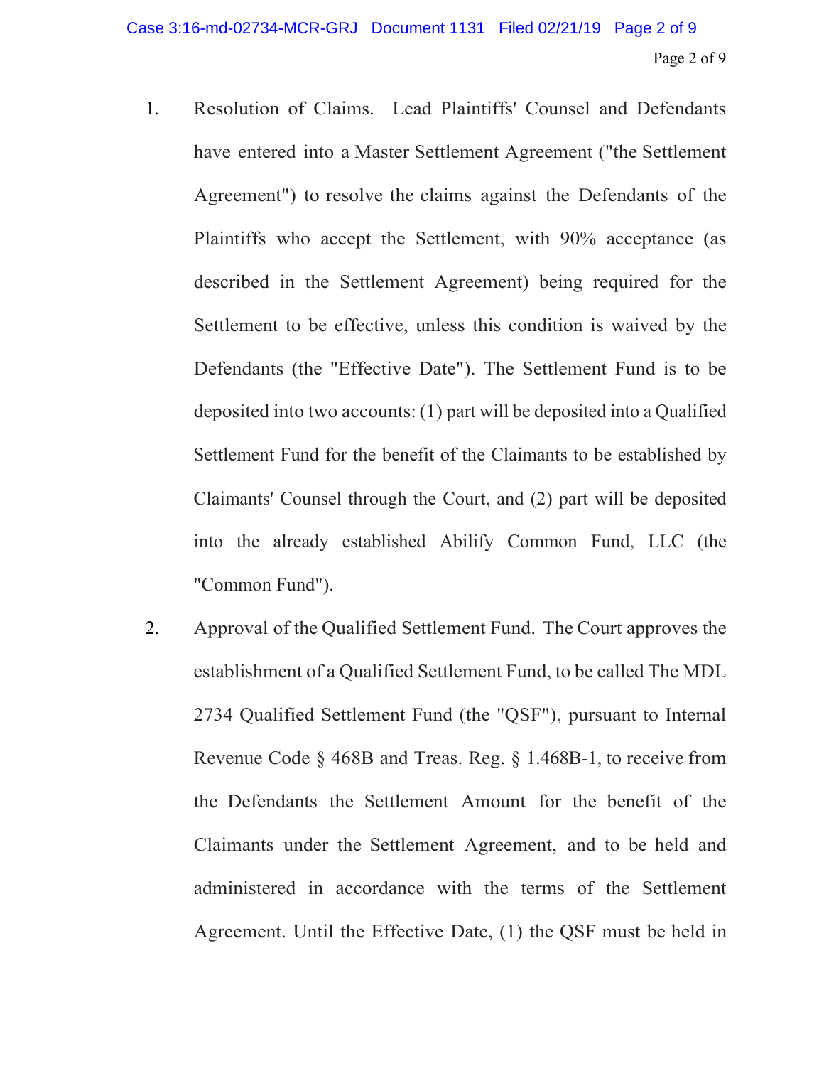1. Resolution of Claims. Lead Plaintiffs' Counsel and Defendants have entered into a Master Settlement Agreement ("the Settlement Agreement") to resolve the claims against the Defendants of the Plaintiffs who accept the Settlement, with 90% acceptance (as described in the Settlement Agreement) being required for the Settlement to be effective, unless this condition is waived by the Defendants (the "Effective Date"). The Settlement Fund is to be deposited into two accounts: (1) part will be deposited into a Qualified Settlement Fund for the benefit of the Claimants to be established by Claimants' Counsel through the Court, and (2) part will be deposited into the already established Abilify Common Fund, LLC (the "Common Fund").

2. Approval of the Qualified Settlement Fund. The Court approves the establishment of a Qualified Settlement Fund, to be called The MDL 2734 Qualified Settlement Fund (the "QSF"), pursuant to Internal Revenue Code § 468B and Treas. Reg. § 1.468B-1, to receive from the Defendants the Settlement Amount for the benefit of the Claimants under the Settlement Agreement, and to be held and administered in accordance with the terms of the Settlement Agreement. Until the Effective Date, (1) the QSF must be held in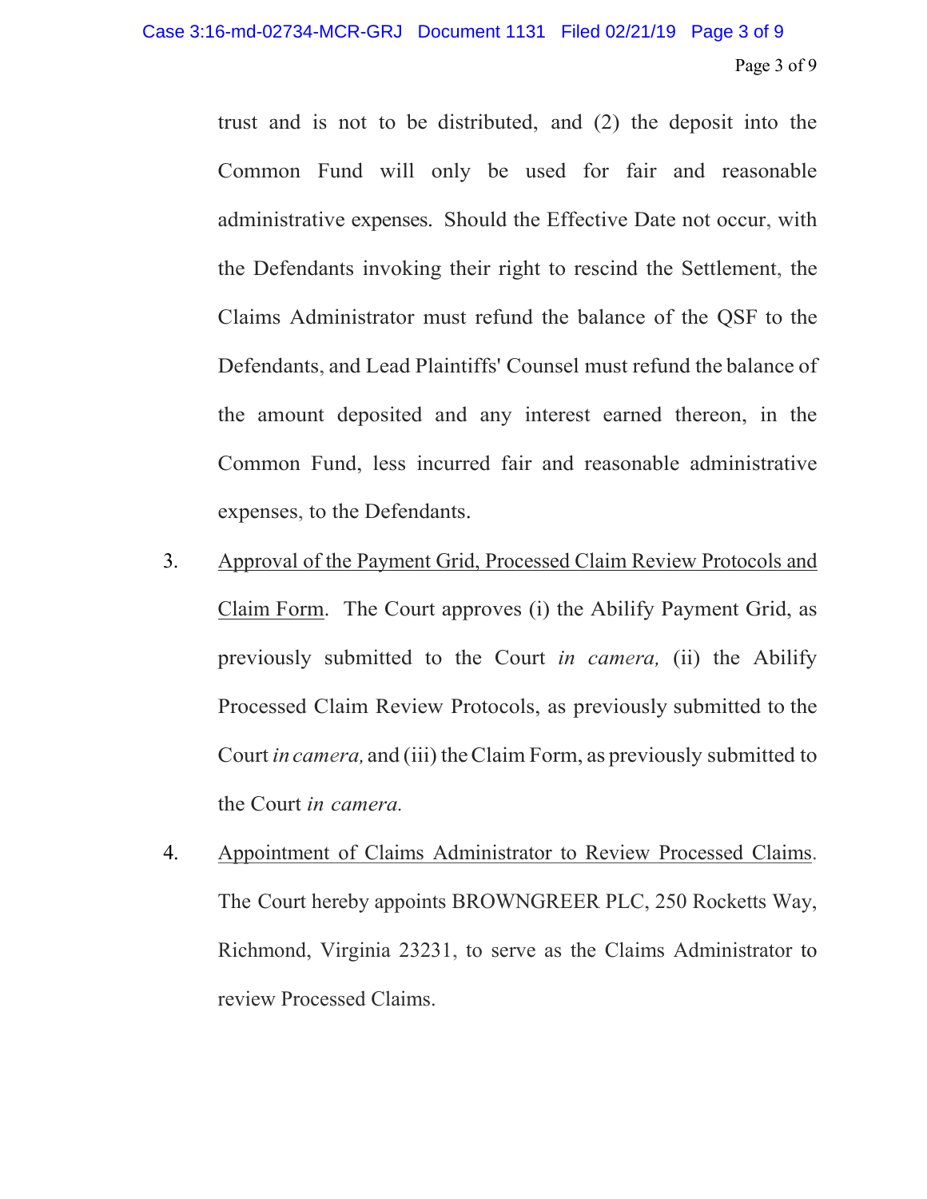trust and is not to be distributed, and (2) the deposit into the Common Fund will only be used for fair and reasonable administrative expenses. Should the Effective Date not occur, with the Defendants invoking their right to rescind the Settlement, the Claims Administrator must refund the balance of the QSF to the Defendants, and Lead Plaintiffs' Counsel must refund the balance of the amount deposited and any interest earned thereon, in the Common Fund, less incurred fair and reasonable administrative expenses, to the Defendants.

3. Approval of the Payment Grid, Processed Claim Review Protocols and Claim Form. The Court approves (i) the Abilify Payment Grid, as previously submitted to the Court *in camera,* (ii) the Abilify Processed Claim Review Protocols, as previously submitted to the Court *in camera,* and (iii) the Claim Form, as previously submitted to the Court *in camera.*

4. Appointment of Claims Administrator to Review Processed Claims. The Court hereby appoints BROWNGREER PLC, 250 Rocketts Way, Richmond, Virginia 23231, to serve as the Claims Administrator to review Processed Claims.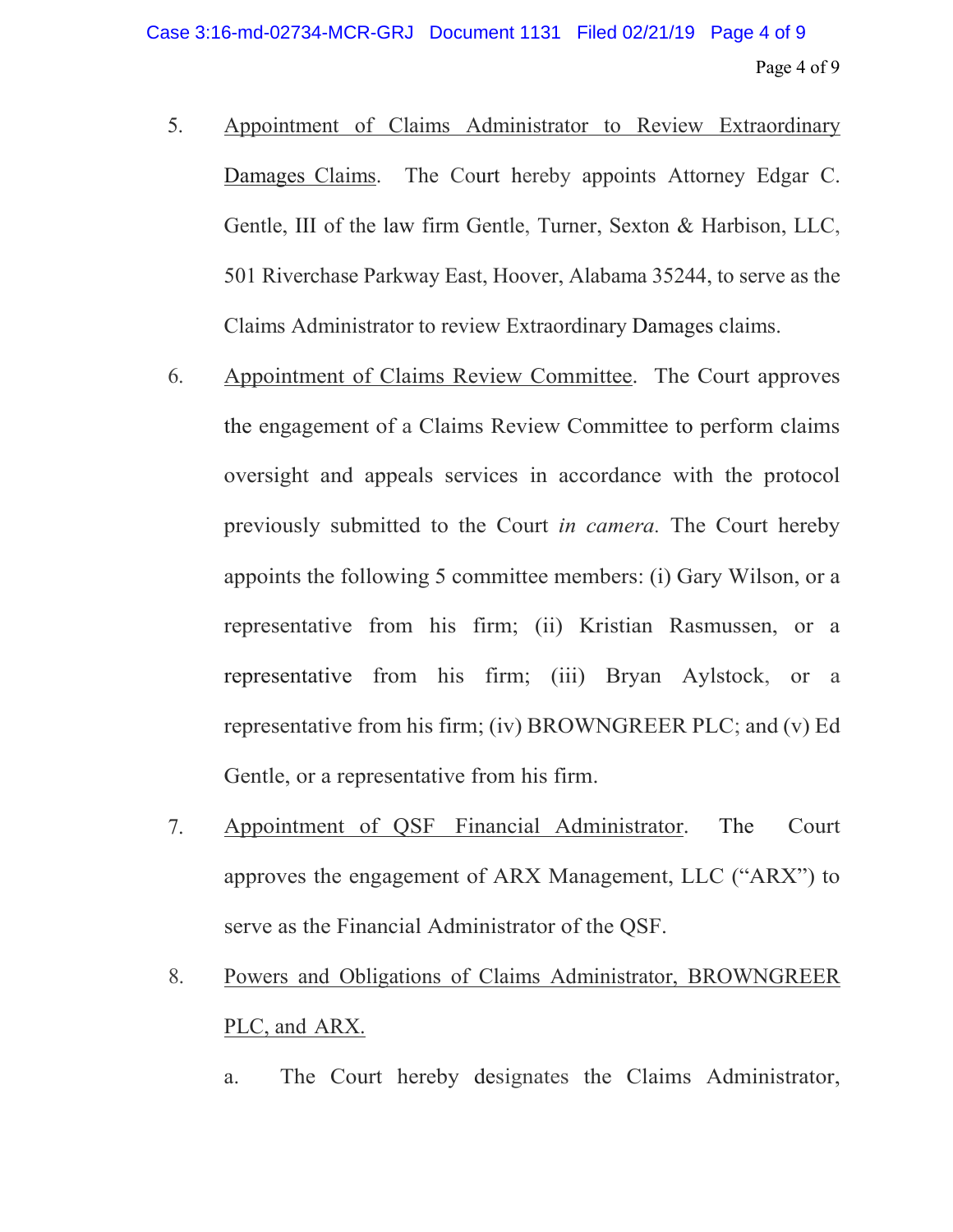5. Appointment of Claims Administrator to Review Extraordinary Damages Claims. The Court hereby appoints Attorney Edgar C. Gentle, III of the law firm Gentle, Turner, Sexton & Harbison, LLC, 501 Riverchase Parkway East, Hoover, Alabama 35244, to serve as the Claims Administrator to review Extraordinary Damages claims.

6. Appointment of Claims Review Committee. The Court approves the engagement of a Claims Review Committee to perform claims oversight and appeals services in accordance with the protocol previously submitted to the Court *in camera*. The Court hereby appoints the following 5 committee members: (i) Gary Wilson, or a representative from his firm; (ii) Kristian Rasmussen, or a representative from his firm; (iii) Bryan Aylstock, or a representative from his firm; (iv) BROWNGREER PLC; and (v) Ed Gentle, or a representative from his firm.

7. Appointment of QSF Financial Administrator. The Court approves the engagement of ARX Management, LLC ("ARX") to serve as the Financial Administrator of the QSF.

8. Powers and Obligations of Claims Administrator, BROWNGREER PLC, and ARX.

   a. The Court hereby designates the Claims Administrator,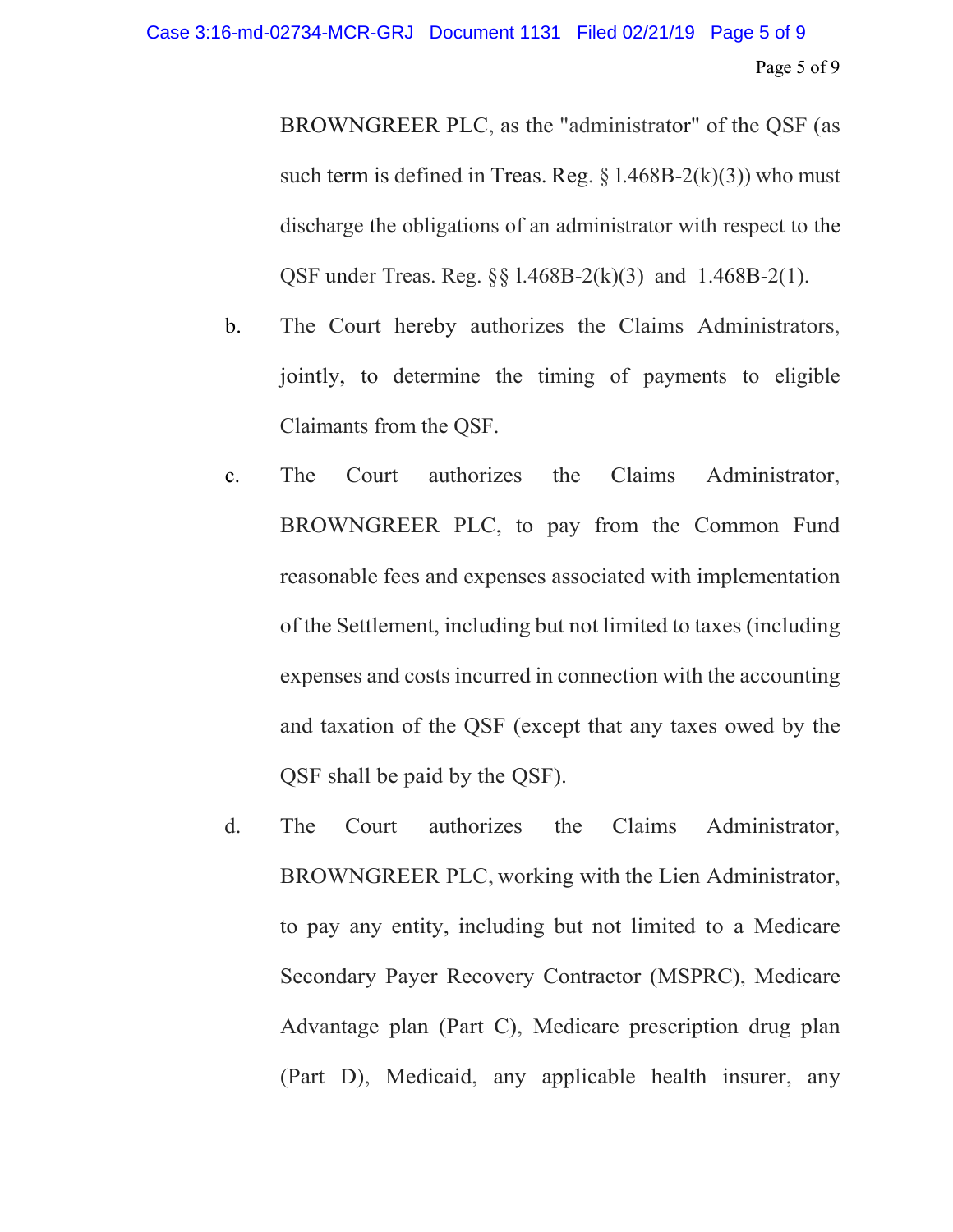BROWNGREER PLC, as the "administrator" of the QSF (as such term is defined in Treas. Reg. § l.468B-2(k)(3)) who must discharge the obligations of an administrator with respect to the QSF under Treas. Reg. §§ l.468B-2(k)(3) and 1.468B-2(1).

b. The Court hereby authorizes the Claims Administrators, jointly, to determine the timing of payments to eligible Claimants from the QSF.

c. The Court authorizes the Claims Administrator, BROWNGREER PLC, to pay from the Common Fund reasonable fees and expenses associated with implementation of the Settlement, including but not limited to taxes (including expenses and costs incurred in connection with the accounting and taxation of the QSF (except that any taxes owed by the QSF shall be paid by the QSF).

d. The Court authorizes the Claims Administrator, BROWNGREER PLC, working with the Lien Administrator, to pay any entity, including but not limited to a Medicare Secondary Payer Recovery Contractor (MSPRC), Medicare Advantage plan (Part C), Medicare prescription drug plan (Part D), Medicaid, any applicable health insurer, any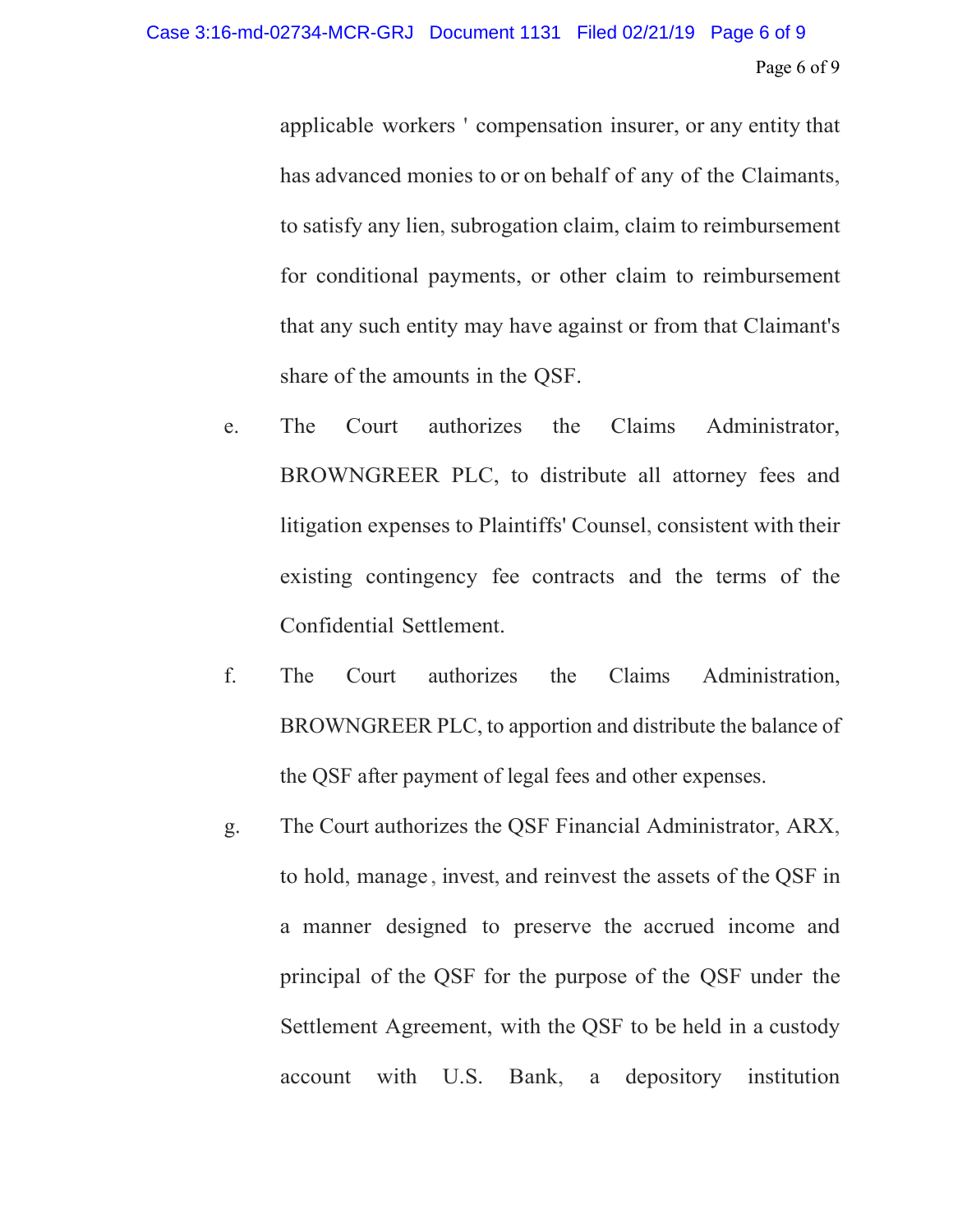applicable workers ' compensation insurer, or any entity that has advanced monies to or on behalf of any of the Claimants, to satisfy any lien, subrogation claim, claim to reimbursement for conditional payments, or other claim to reimbursement that any such entity may have against or from that Claimant's share of the amounts in the QSF.

e. The Court authorizes the Claims Administrator, BROWNGREER PLC, to distribute all attorney fees and litigation expenses to Plaintiffs' Counsel, consistent with their existing contingency fee contracts and the terms of the Confidential Settlement.

f. The Court authorizes the Claims Administration, BROWNGREER PLC, to apportion and distribute the balance of the QSF after payment of legal fees and other expenses.

g. The Court authorizes the QSF Financial Administrator, ARX, to hold, manage , invest, and reinvest the assets of the QSF in a manner designed to preserve the accrued income and principal of the QSF for the purpose of the QSF under the Settlement Agreement, with the QSF to be held in a custody account with U.S. Bank, a depository institution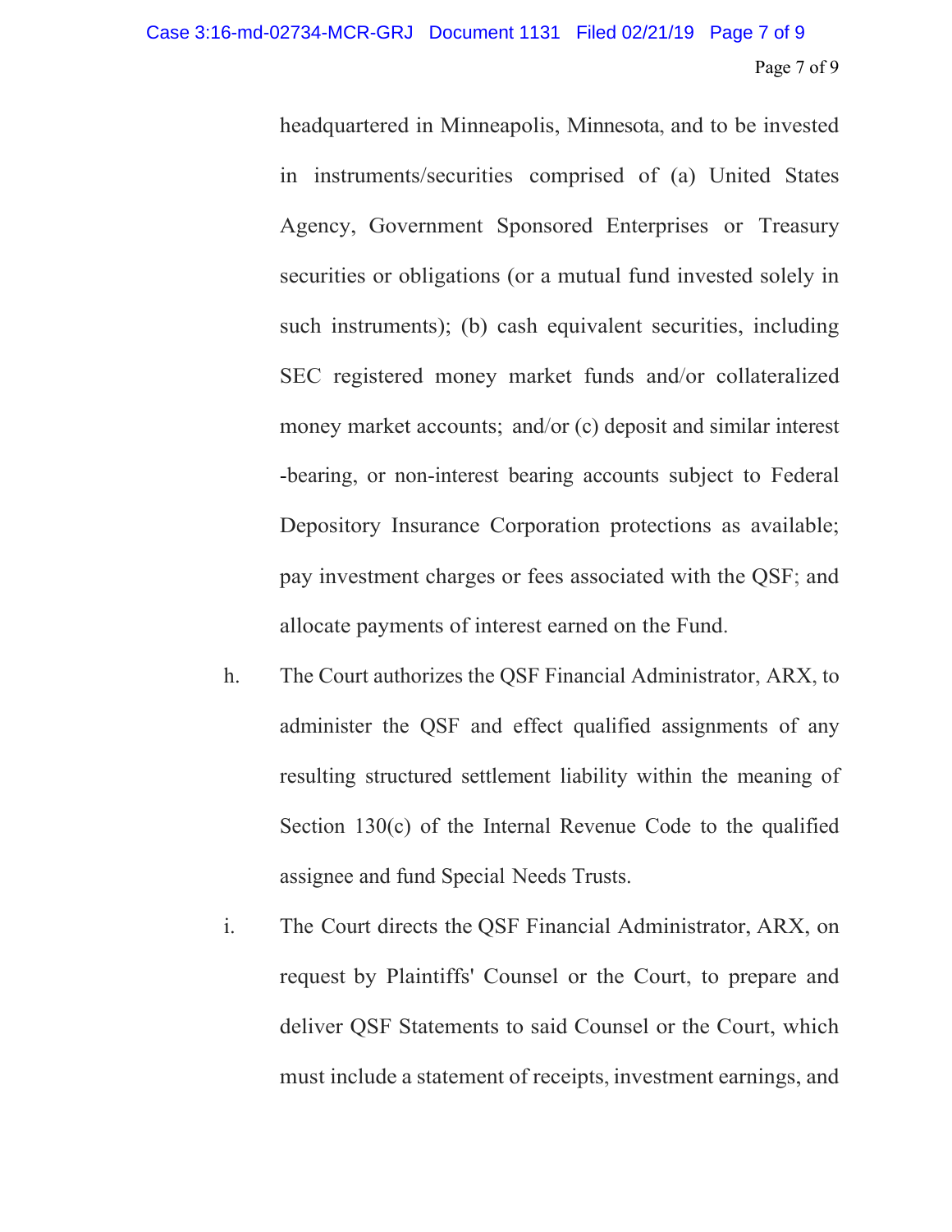headquartered in Minneapolis, Minnesota, and to be invested in instruments/securities comprised of (a) United States Agency, Government Sponsored Enterprises or Treasury securities or obligations (or a mutual fund invested solely in such instruments); (b) cash equivalent securities, including SEC registered money market funds and/or collateralized money market accounts; and/or (c) deposit and similar interest -bearing, or non-interest bearing accounts subject to Federal Depository Insurance Corporation protections as available; pay investment charges or fees associated with the QSF; and allocate payments of interest earned on the Fund.

h. The Court authorizes the QSF Financial Administrator, ARX, to administer the QSF and effect qualified assignments of any resulting structured settlement liability within the meaning of Section 130(c) of the Internal Revenue Code to the qualified assignee and fund Special Needs Trusts.

i. The Court directs the QSF Financial Administrator, ARX, on request by Plaintiffs' Counsel or the Court, to prepare and deliver QSF Statements to said Counsel or the Court, which must include a statement of receipts, investment earnings, and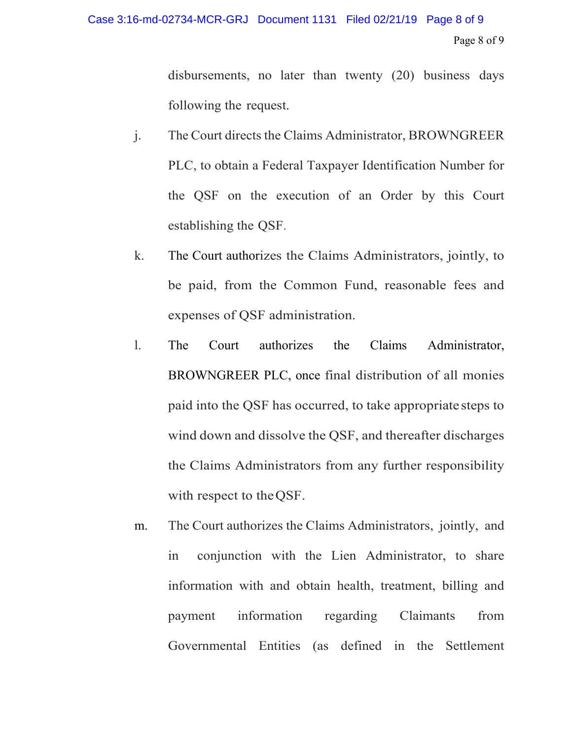disbursements, no later than twenty (20) business days following the request.

j. The Court directs the Claims Administrator, BROWNGREER PLC, to obtain a Federal Taxpayer Identification Number for the QSF on the execution of an Order by this Court establishing the QSF.

k. The Court authorizes the Claims Administrators, jointly, to be paid, from the Common Fund, reasonable fees and expenses of QSF administration.

l. The Court authorizes the Claims Administrator, BROWNGREER PLC, once final distribution of all monies paid into the QSF has occurred, to take appropriate steps to wind down and dissolve the QSF, and thereafter discharges the Claims Administrators from any further responsibility with respect to the QSF.

m. The Court authorizes the Claims Administrators, jointly, and in conjunction with the Lien Administrator, to share information with and obtain health, treatment, billing and payment information regarding Claimants from Governmental Entities (as defined in the Settlement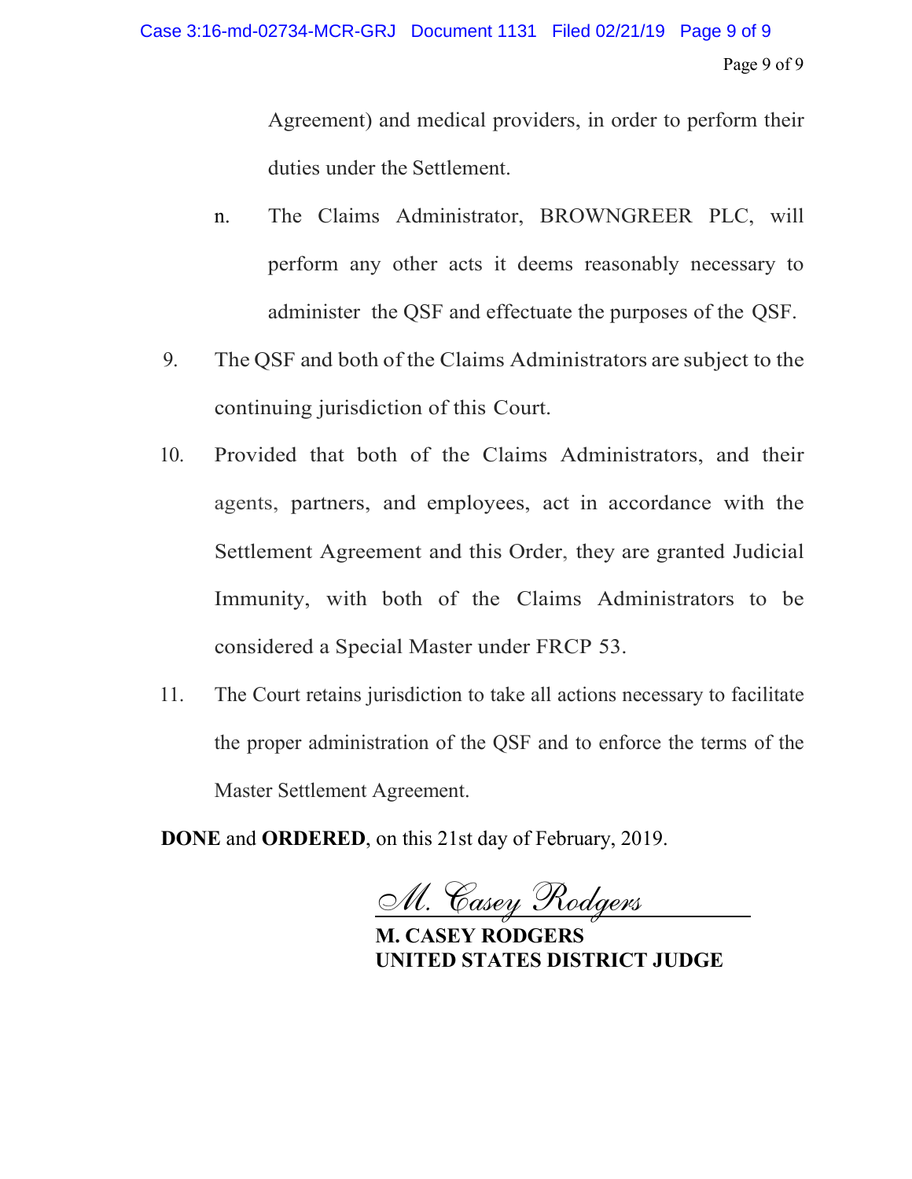Agreement) and medical providers, in order to perform their duties under the Settlement.

n. The Claims Administrator, BROWNGREER PLC, will perform any other acts it deems reasonably necessary to administer the QSF and effectuate the purposes of the QSF.

9. The QSF and both of the Claims Administrators are subject to the continuing jurisdiction of this Court.

10. Provided that both of the Claims Administrators, and their agents, partners, and employees, act in accordance with the Settlement Agreement and this Order, they are granted Judicial Immunity, with both of the Claims Administrators to be considered a Special Master under FRCP 53.

11. The Court retains jurisdiction to take all actions necessary to facilitate the proper administration of the QSF and to enforce the terms of the Master Settlement Agreement.

**DONE** and **ORDERED**, on this 21st day of February, 2019.

*M. Casey Rodgers*

**M. CASEY RODGERS**
**UNITED STATES DISTRICT JUDGE**